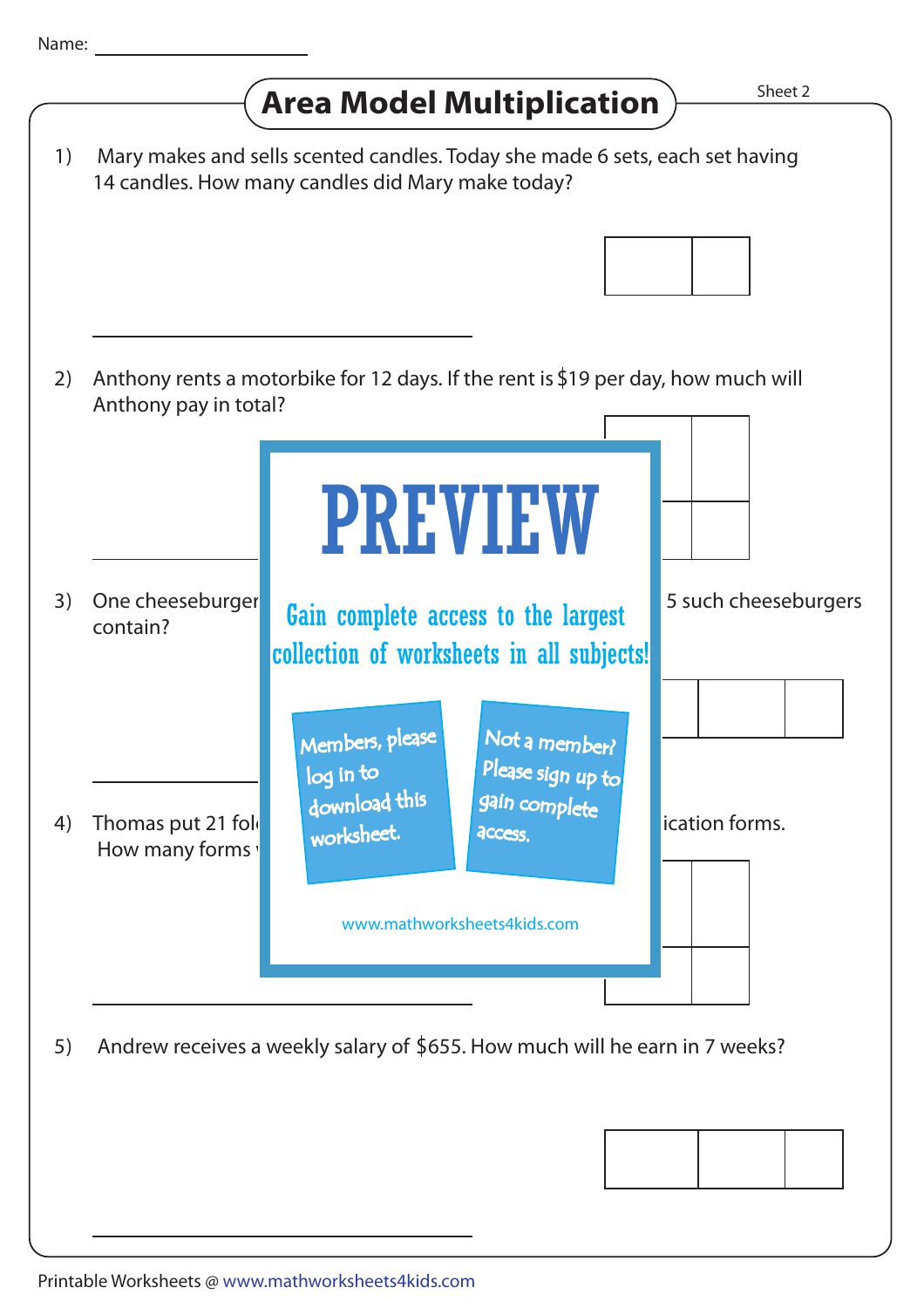Name: ____________________

# Area Model Multiplication

Sheet 2

1) Mary makes and sells scented candles. Today she made 6 sets, each set having 14 candles. How many candles did Mary make today?

____________________

2) Anthony rents a motorbike for 12 days. If the rent is $19 per day, how much will Anthony pay in total?

____________________

3) One cheeseburger 5 such cheeseburgers contain?

____________________

4) Thomas put 21 fol ication forms. How many forms

____________________

**PREVIEW**

Gain complete access to the largest collection of worksheets in all subjects!

Members, please log in to download this worksheet.

Not a member? Please sign up to gain complete access.

www.mathworksheets4kids.com

5) Andrew receives a weekly salary of $655. How much will he earn in 7 weeks?

____________________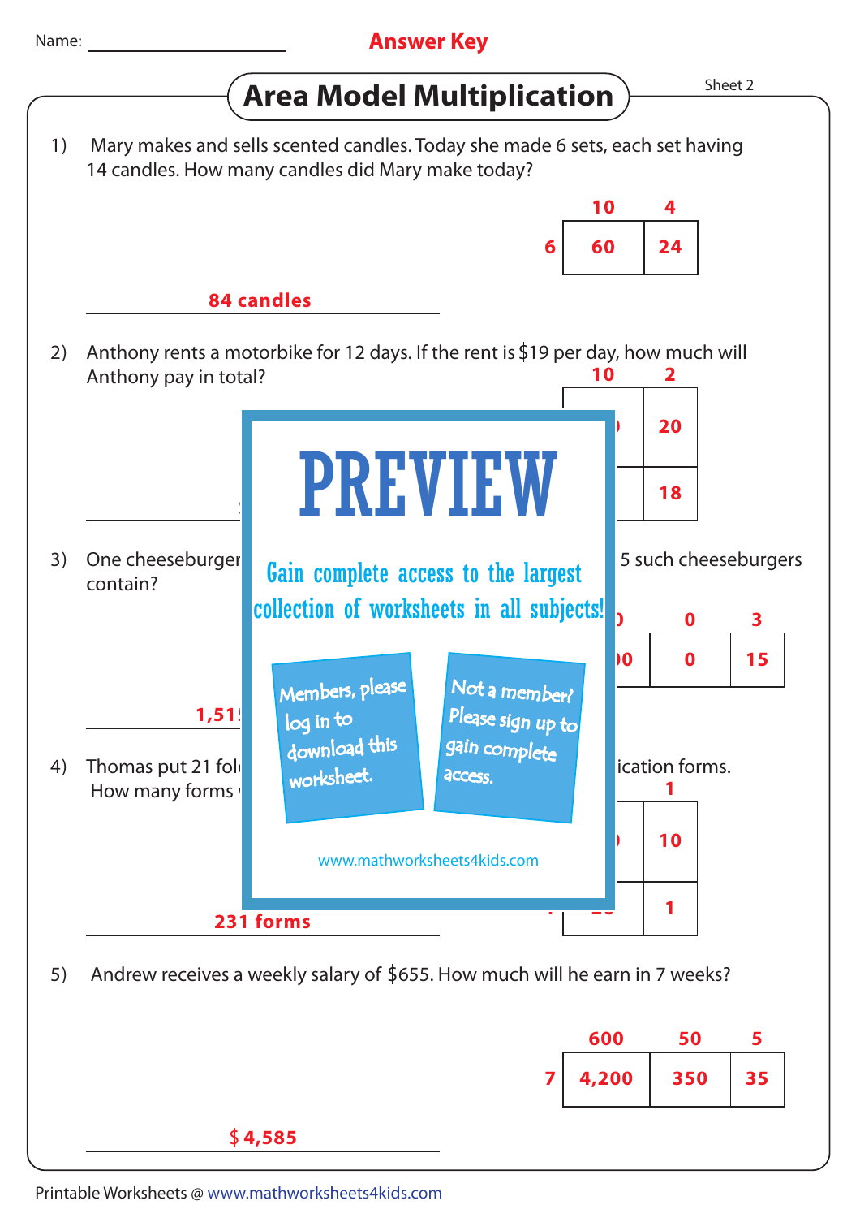Name: ____________________ **Answer Key**

# Area Model Multiplication

Sheet 2

1) Mary makes and sells scented candles. Today she made 6 sets, each set having 14 candles. How many candles did Mary make today?

| | 10 | 4 |
|---|---|---|
| 6 | 60 | 24 |

**84 candles**

2) Anthony rents a motorbike for 12 days. If the rent is $19 per day, how much will Anthony pay in total?

| | 10 | 2 |
|---|---|---|
| | ) | 20 |
| | | 18 |

3) One cheeseburger ... 5 such cheeseburgers contain?

| | ) | 0 | 3 |
|---|---|---|---|
| | )0 | 0 | 15 |

**1,51**

4) Thomas put 21 fol... ication forms. How many forms ...

| | | 1 |
|---|---|---|
| | ) | 10 |
| | | 1 |

**231 forms**

5) Andrew receives a weekly salary of $655. How much will he earn in 7 weeks?

| | 600 | 50 | 5 |
|---|---|---|---|
| 7 | 4,200 | 350 | 35 |

**$ 4,585**

PREVIEW

Gain complete access to the largest collection of worksheets in all subjects!

Members, please log in to download this worksheet.

Not a member? Please sign up to gain complete access.

www.mathworksheets4kids.com

Printable Worksheets @ www.mathworksheets4kids.com